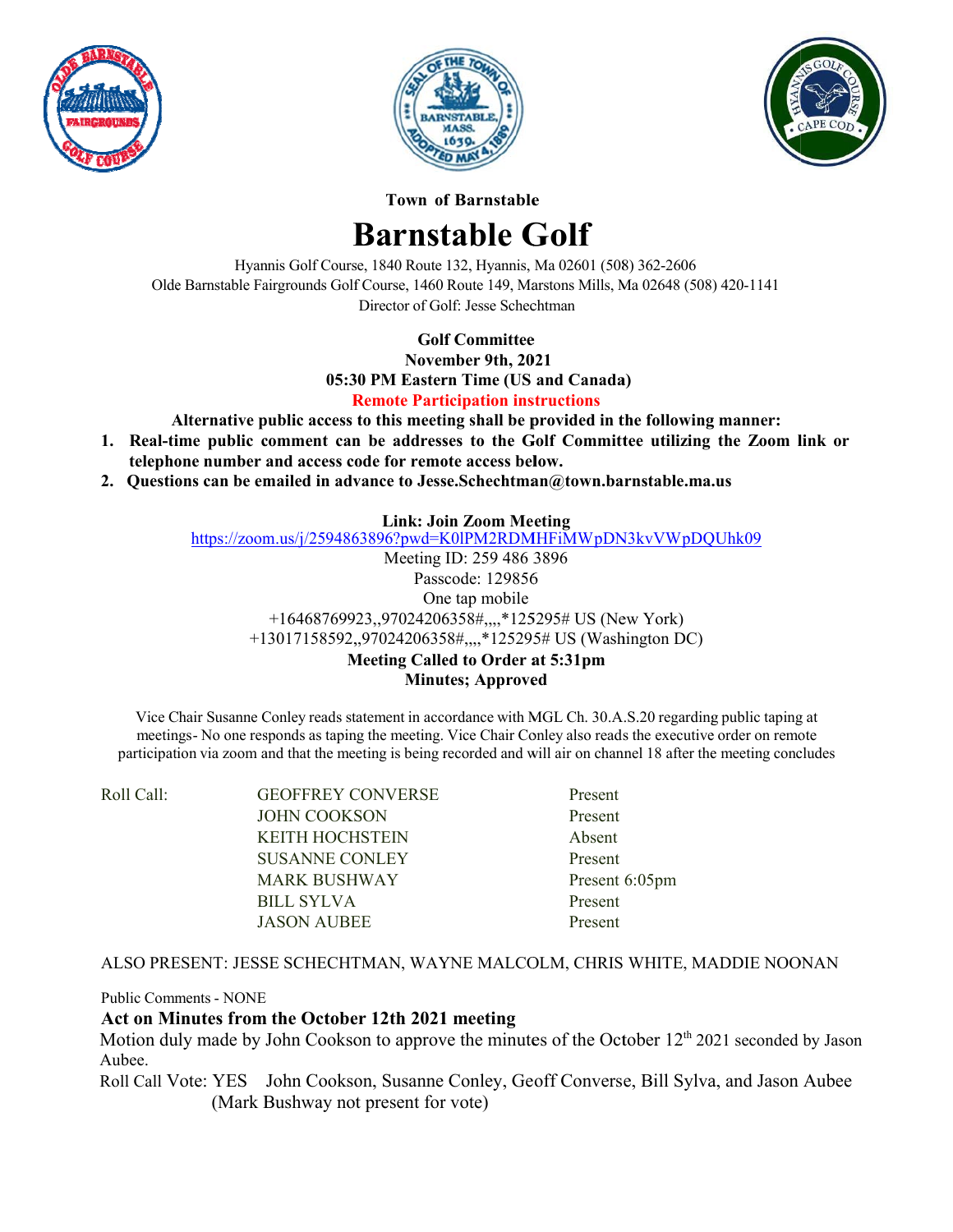**Town of Barnstable**

# Barnstable Golf

Hyannis Golf Course, 1840 Route 132, Hyannis, Ma 02601 (508) 362-2606
Olde Barnstable Fairgrounds Golf Course, 1460 Route 149, Marstons Mills, Ma 02648 (508) 420-1141
Director of Golf: Jesse Schechtman

**Golf Committee**
**November 9th, 2021**
**05:30 PM Eastern Time (US and Canada)**
**Remote Participation instructions**

**Alternative public access to this meeting shall be provided in the following manner:**

1. **Real-time public comment can be addresses to the Golf Committee utilizing the Zoom link or telephone number and access code for remote access below.**
2. **Questions can be emailed in advance to Jesse.Schechtman@town.barnstable.ma.us**

**Link: Join Zoom Meeting**
https://zoom.us/j/2594863896?pwd=K0lPM2RDMHFiMWpDN3kvVWpDQUhk09
Meeting ID: 259 486 3896
Passcode: 129856
One tap mobile
+16468769923,,97024206358#,,,,*125295# US (New York)
+13017158592,,97024206358#,,,,*125295# US (Washington DC)

**Meeting Called to Order at 5:31pm**
**Minutes; Approved**

Vice Chair Susanne Conley reads statement in accordance with MGL Ch. 30.A.S.20 regarding public taping at meetings- No one responds as taping the meeting. Vice Chair Conley also reads the executive order on remote participation via zoom and that the meeting is being recorded and will air on channel 18 after the meeting concludes

| Roll Call: | | |
|---|---|---|
| | GEOFFREY CONVERSE | Present |
| | JOHN COOKSON | Present |
| | KEITH HOCHSTEIN | Absent |
| | SUSANNE CONLEY | Present |
| | MARK BUSHWAY | Present 6:05pm |
| | BILL SYLVA | Present |
| | JASON AUBEE | Present |

ALSO PRESENT: JESSE SCHECHTMAN, WAYNE MALCOLM, CHRIS WHITE, MADDIE NOONAN

Public Comments - NONE

**Act on Minutes from the October 12th 2021 meeting**

Motion duly made by John Cookson to approve the minutes of the October 12th 2021 seconded by Jason Aubee.

Roll Call Vote: YES John Cookson, Susanne Conley, Geoff Converse, Bill Sylva, and Jason Aubee (Mark Bushway not present for vote)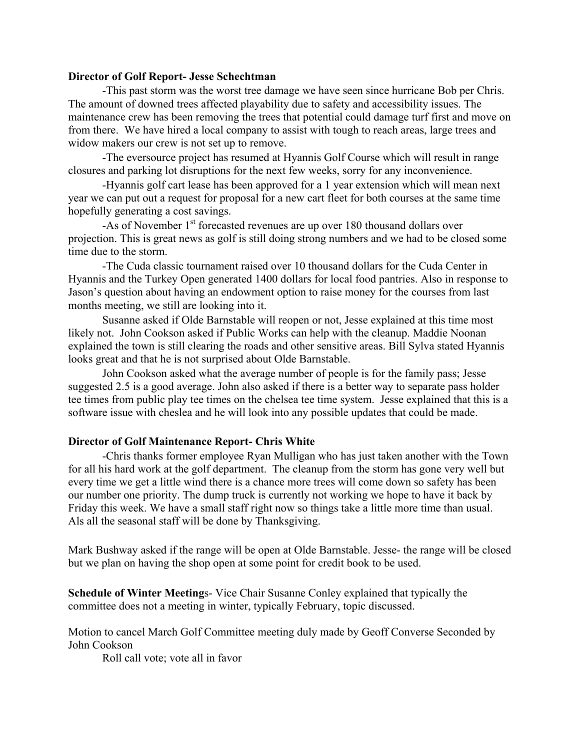**Director of Golf Report- Jesse Schechtman**

-This past storm was the worst tree damage we have seen since hurricane Bob per Chris. The amount of downed trees affected playability due to safety and accessibility issues. The maintenance crew has been removing the trees that potential could damage turf first and move on from there. We have hired a local company to assist with tough to reach areas, large trees and widow makers our crew is not set up to remove.

-The eversource project has resumed at Hyannis Golf Course which will result in range closures and parking lot disruptions for the next few weeks, sorry for any inconvenience.

-Hyannis golf cart lease has been approved for a 1 year extension which will mean next year we can put out a request for proposal for a new cart fleet for both courses at the same time hopefully generating a cost savings.

-As of November 1st forecasted revenues are up over 180 thousand dollars over projection. This is great news as golf is still doing strong numbers and we had to be closed some time due to the storm.

-The Cuda classic tournament raised over 10 thousand dollars for the Cuda Center in Hyannis and the Turkey Open generated 1400 dollars for local food pantries. Also in response to Jason's question about having an endowment option to raise money for the courses from last months meeting, we still are looking into it.

Susanne asked if Olde Barnstable will reopen or not, Jesse explained at this time most likely not. John Cookson asked if Public Works can help with the cleanup. Maddie Noonan explained the town is still clearing the roads and other sensitive areas. Bill Sylva stated Hyannis looks great and that he is not surprised about Olde Barnstable.

John Cookson asked what the average number of people is for the family pass; Jesse suggested 2.5 is a good average. John also asked if there is a better way to separate pass holder tee times from public play tee times on the chelsea tee time system. Jesse explained that this is a software issue with cheslea and he will look into any possible updates that could be made.

**Director of Golf Maintenance Report- Chris White**

-Chris thanks former employee Ryan Mulligan who has just taken another with the Town for all his hard work at the golf department. The cleanup from the storm has gone very well but every time we get a little wind there is a chance more trees will come down so safety has been our number one priority. The dump truck is currently not working we hope to have it back by Friday this week. We have a small staff right now so things take a little more time than usual. Als all the seasonal staff will be done by Thanksgiving.

Mark Bushway asked if the range will be open at Olde Barnstable. Jesse- the range will be closed but we plan on having the shop open at some point for credit book to be used.

**Schedule of Winter Meetings**- Vice Chair Susanne Conley explained that typically the committee does not a meeting in winter, typically February, topic discussed.

Motion to cancel March Golf Committee meeting duly made by Geoff Converse Seconded by John Cookson

Roll call vote; vote all in favor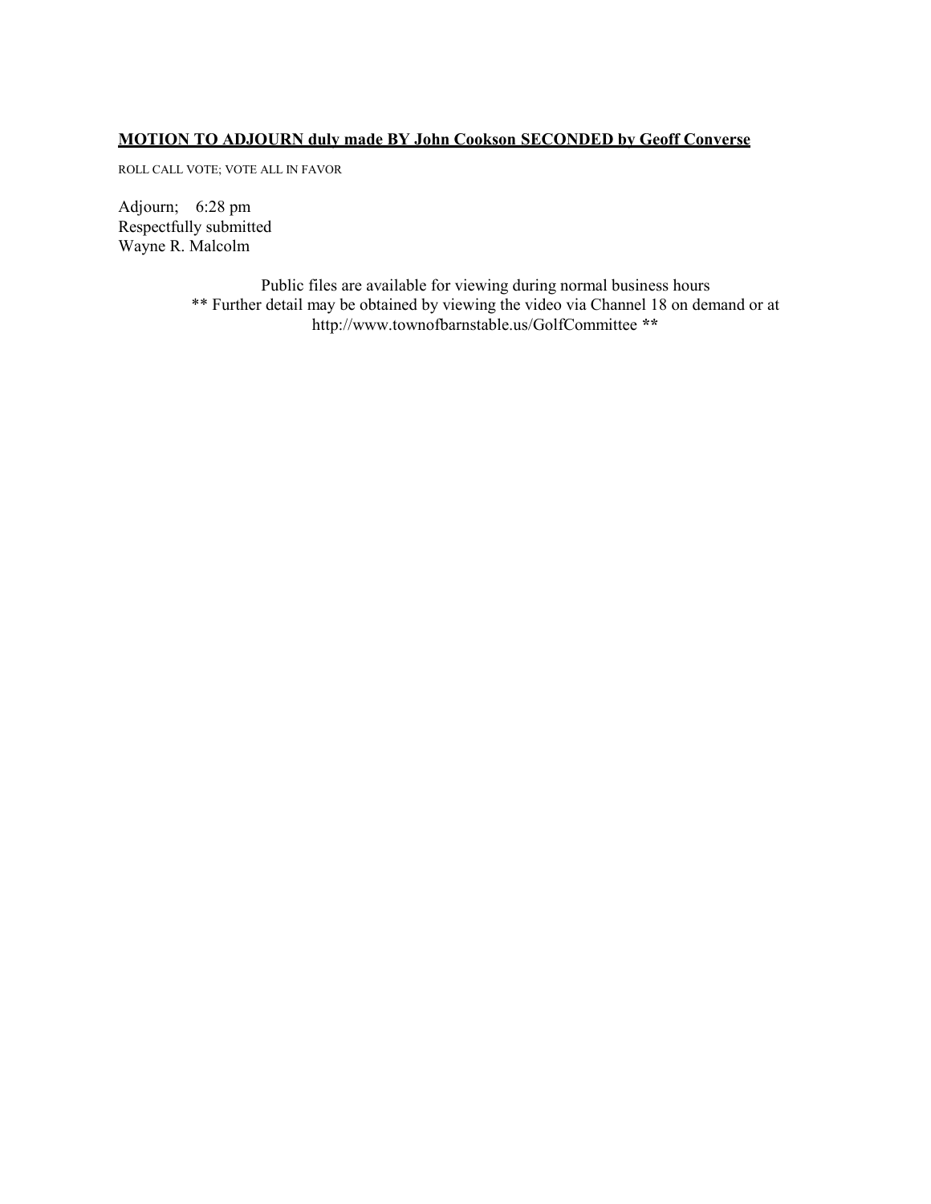**<u>MOTION TO ADJOURN duly made BY John Cookson SECONDED by Geoff Converse</u>**

ROLL CALL VOTE; VOTE ALL IN FAVOR

Adjourn; 6:28 pm
Respectfully submitted
Wayne R. Malcolm

Public files are available for viewing during normal business hours
** Further detail may be obtained by viewing the video via Channel 18 on demand or at http://www.townofbarnstable.us/GolfCommittee **